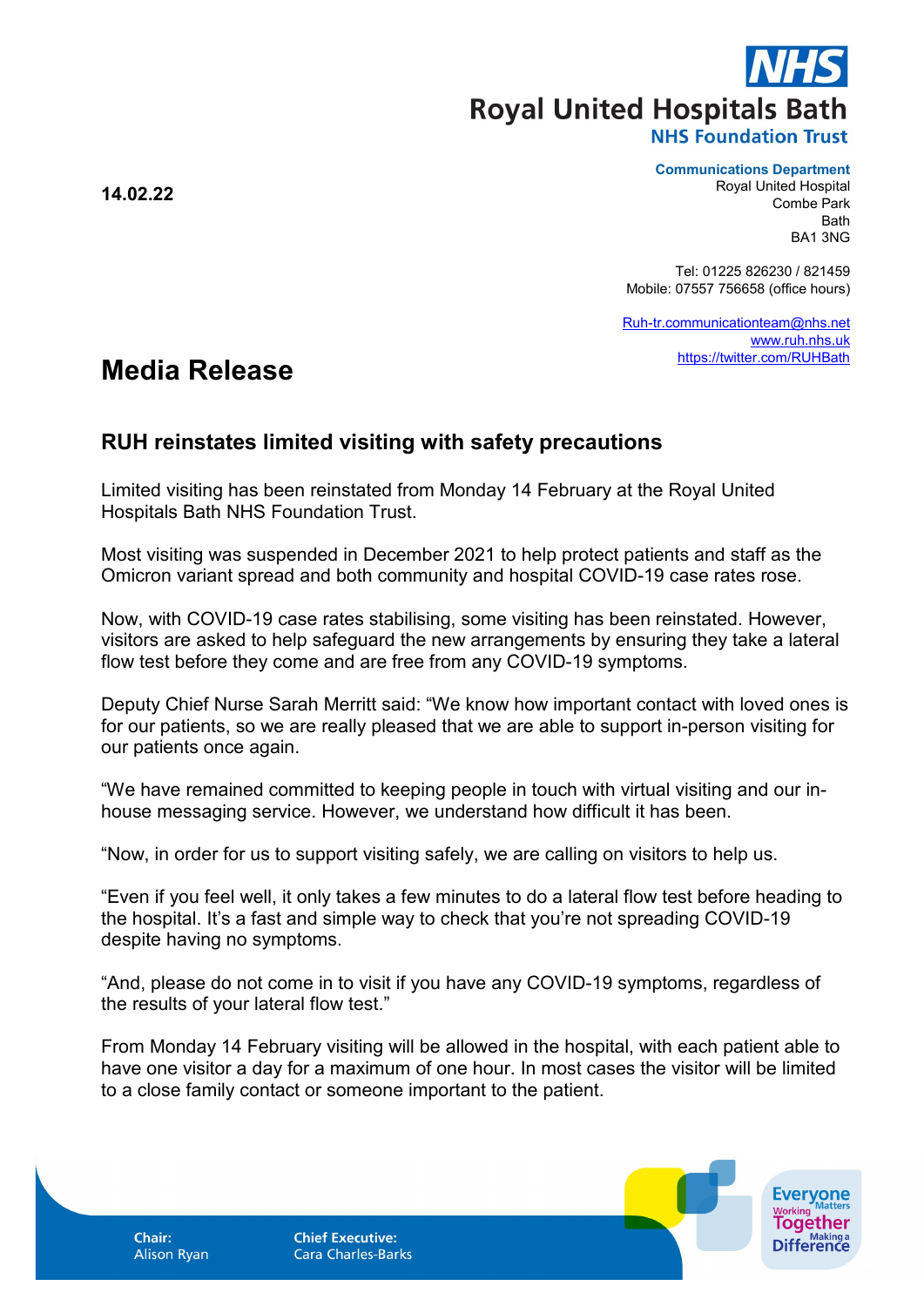**14.02.22**

NHS
Royal United Hospitals Bath
NHS Foundation Trust

**Communications Department**
Royal United Hospital
Combe Park
Bath
BA1 3NG

Tel: 01225 826230 / 821459
Mobile: 07557 756658 (office hours)

Ruh-tr.communicationteam@nhs.net
www.ruh.nhs.uk
https://twitter.com/RUHBath

# Media Release

## RUH reinstates limited visiting with safety precautions

Limited visiting has been reinstated from Monday 14 February at the Royal United Hospitals Bath NHS Foundation Trust.

Most visiting was suspended in December 2021 to help protect patients and staff as the Omicron variant spread and both community and hospital COVID-19 case rates rose.

Now, with COVID-19 case rates stabilising, some visiting has been reinstated. However, visitors are asked to help safeguard the new arrangements by ensuring they take a lateral flow test before they come and are free from any COVID-19 symptoms.

Deputy Chief Nurse Sarah Merritt said: "We know how important contact with loved ones is for our patients, so we are really pleased that we are able to support in-person visiting for our patients once again.

"We have remained committed to keeping people in touch with virtual visiting and our in-house messaging service. However, we understand how difficult it has been.

"Now, in order for us to support visiting safely, we are calling on visitors to help us.

"Even if you feel well, it only takes a few minutes to do a lateral flow test before heading to the hospital. It's a fast and simple way to check that you're not spreading COVID-19 despite having no symptoms.

"And, please do not come in to visit if you have any COVID-19 symptoms, regardless of the results of your lateral flow test."

From Monday 14 February visiting will be allowed in the hospital, with each patient able to have one visitor a day for a maximum of one hour. In most cases the visitor will be limited to a close family contact or someone important to the patient.

**Chair:** Alison Ryan
**Chief Executive:** Cara Charles-Barks

Everyone Matters, Working Together, Making a Difference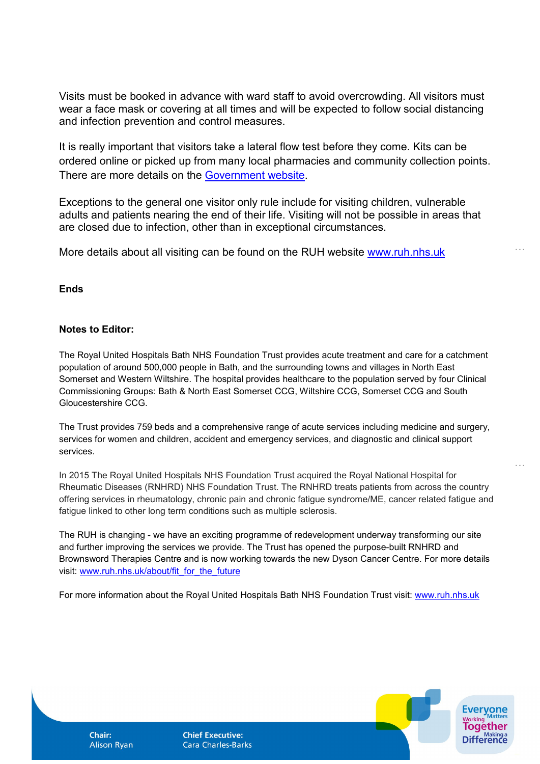Visits must be booked in advance with ward staff to avoid overcrowding. All visitors must wear a face mask or covering at all times and will be expected to follow social distancing and infection prevention and control measures.

It is really important that visitors take a lateral flow test before they come. Kits can be ordered online or picked up from many local pharmacies and community collection points. There are more details on the [Government website](#).

Exceptions to the general one visitor only rule include for visiting children, vulnerable adults and patients nearing the end of their life. Visiting will not be possible in areas that are closed due to infection, other than in exceptional circumstances.

More details about all visiting can be found on the RUH website [www.ruh.nhs.uk](http://www.ruh.nhs.uk)

**Ends**

**Notes to Editor:**

The Royal United Hospitals Bath NHS Foundation Trust provides acute treatment and care for a catchment population of around 500,000 people in Bath, and the surrounding towns and villages in North East Somerset and Western Wiltshire. The hospital provides healthcare to the population served by four Clinical Commissioning Groups: Bath & North East Somerset CCG, Wiltshire CCG, Somerset CCG and South Gloucestershire CCG.

The Trust provides 759 beds and a comprehensive range of acute services including medicine and surgery, services for women and children, accident and emergency services, and diagnostic and clinical support services.

In 2015 The Royal United Hospitals NHS Foundation Trust acquired the Royal National Hospital for Rheumatic Diseases (RNHRD) NHS Foundation Trust. The RNHRD treats patients from across the country offering services in rheumatology, chronic pain and chronic fatigue syndrome/ME, cancer related fatigue and fatigue linked to other long term conditions such as multiple sclerosis.

The RUH is changing - we have an exciting programme of redevelopment underway transforming our site and further improving the services we provide. The Trust has opened the purpose-built RNHRD and Brownsword Therapies Centre and is now working towards the new Dyson Cancer Centre. For more details visit: [www.ruh.nhs.uk/about/fit_for_the_future](http://www.ruh.nhs.uk/about/fit_for_the_future)

For more information about the Royal United Hospitals Bath NHS Foundation Trust visit: [www.ruh.nhs.uk](http://www.ruh.nhs.uk)

**Chair:** Alison Ryan

**Chief Executive:** Cara Charles-Barks

Everyone Matters
Working Together
Making a Difference